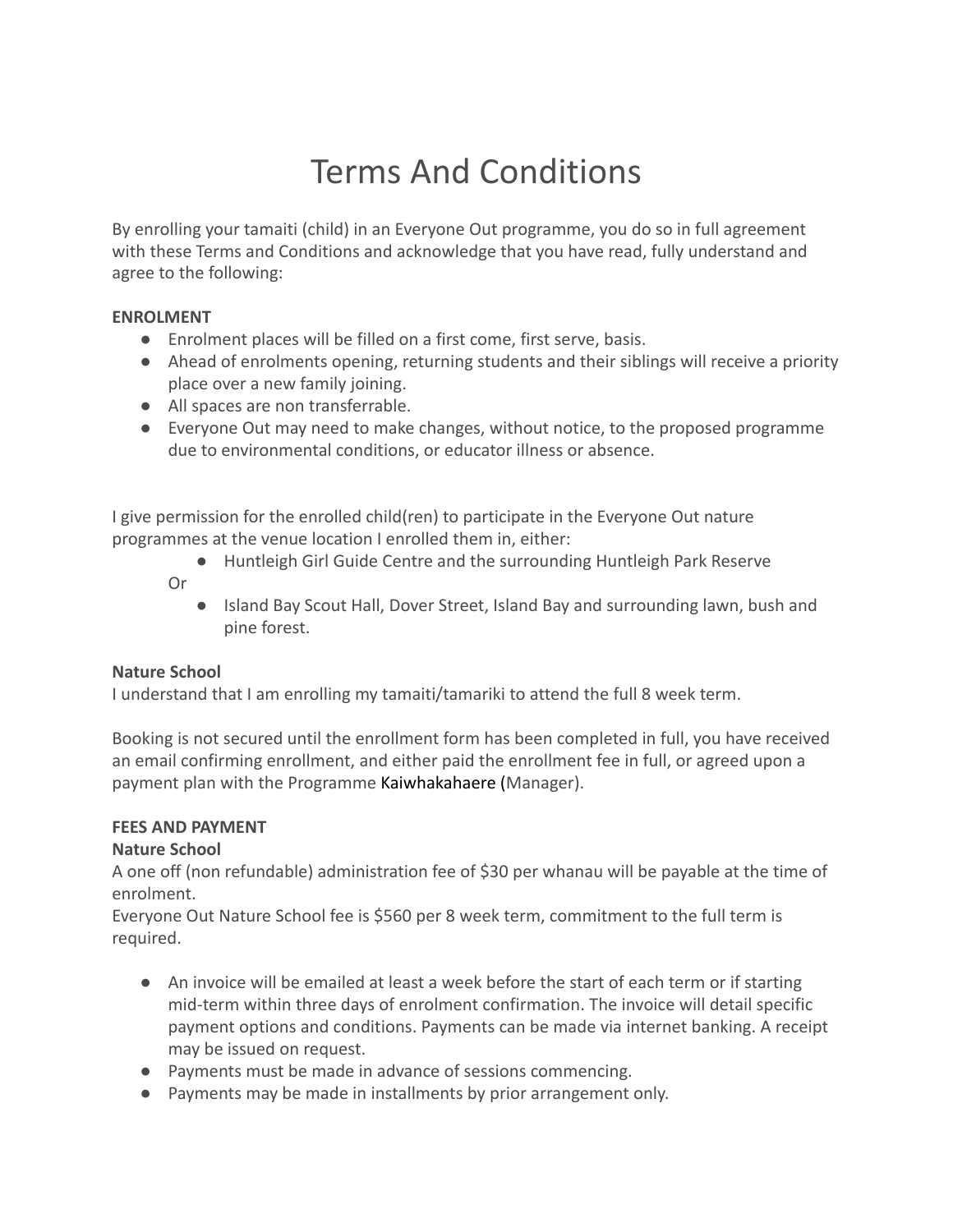# Terms And Conditions

By enrolling your tamaiti (child) in an Everyone Out programme, you do so in full agreement with these Terms and Conditions and acknowledge that you have read, fully understand and agree to the following:

**ENROLMENT**

- Enrolment places will be filled on a first come, first serve, basis.
- Ahead of enrolments opening, returning students and their siblings will receive a priority place over a new family joining.
- All spaces are non transferrable.
- Everyone Out may need to make changes, without notice, to the proposed programme due to environmental conditions, or educator illness or absence.

I give permission for the enrolled child(ren) to participate in the Everyone Out nature programmes at the venue location I enrolled them in, either:

- Huntleigh Girl Guide Centre and the surrounding Huntleigh Park Reserve

Or

- Island Bay Scout Hall, Dover Street, Island Bay and surrounding lawn, bush and pine forest.

**Nature School**

I understand that I am enrolling my tamaiti/tamariki to attend the full 8 week term.

Booking is not secured until the enrollment form has been completed in full, you have received an email confirming enrollment, and either paid the enrollment fee in full, or agreed upon a payment plan with the Programme Kaiwhakahaere (Manager).

**FEES AND PAYMENT**

**Nature School**

A one off (non refundable) administration fee of $30 per whanau will be payable at the time of enrolment.

Everyone Out Nature School fee is $560 per 8 week term, commitment to the full term is required.

- An invoice will be emailed at least a week before the start of each term or if starting mid-term within three days of enrolment confirmation. The invoice will detail specific payment options and conditions. Payments can be made via internet banking. A receipt may be issued on request.
- Payments must be made in advance of sessions commencing.
- Payments may be made in installments by prior arrangement only.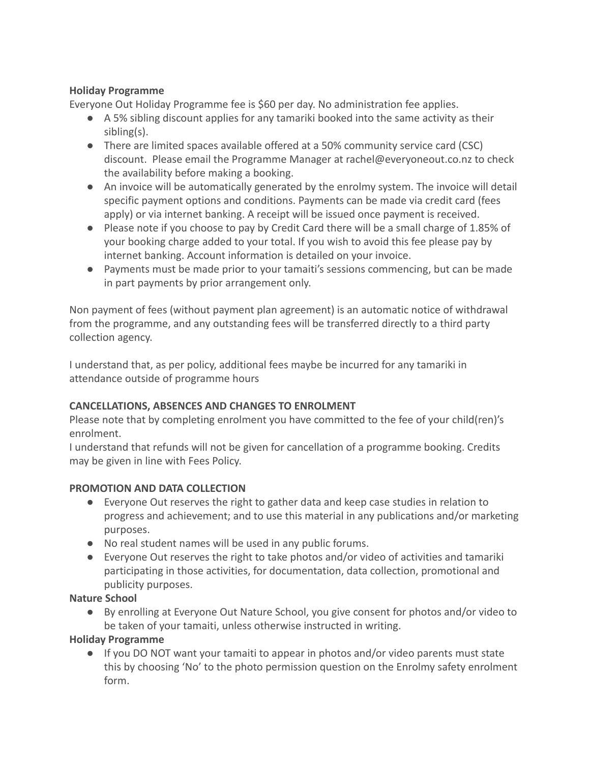**Holiday Programme**

Everyone Out Holiday Programme fee is $60 per day. No administration fee applies.

- A 5% sibling discount applies for any tamariki booked into the same activity as their sibling(s).
- There are limited spaces available offered at a 50% community service card (CSC) discount. Please email the Programme Manager at rachel@everyoneout.co.nz to check the availability before making a booking.
- An invoice will be automatically generated by the enrolmy system. The invoice will detail specific payment options and conditions. Payments can be made via credit card (fees apply) or via internet banking. A receipt will be issued once payment is received.
- Please note if you choose to pay by Credit Card there will be a small charge of 1.85% of your booking charge added to your total. If you wish to avoid this fee please pay by internet banking. Account information is detailed on your invoice.
- Payments must be made prior to your tamaiti's sessions commencing, but can be made in part payments by prior arrangement only.

Non payment of fees (without payment plan agreement) is an automatic notice of withdrawal from the programme, and any outstanding fees will be transferred directly to a third party collection agency.

I understand that, as per policy, additional fees maybe be incurred for any tamariki in attendance outside of programme hours

**CANCELLATIONS, ABSENCES AND CHANGES TO ENROLMENT**

Please note that by completing enrolment you have committed to the fee of your child(ren)'s enrolment.

I understand that refunds will not be given for cancellation of a programme booking. Credits may be given in line with Fees Policy.

**PROMOTION AND DATA COLLECTION**

- Everyone Out reserves the right to gather data and keep case studies in relation to progress and achievement; and to use this material in any publications and/or marketing purposes.
- No real student names will be used in any public forums.
- Everyone Out reserves the right to take photos and/or video of activities and tamariki participating in those activities, for documentation, data collection, promotional and publicity purposes.

**Nature School**

- By enrolling at Everyone Out Nature School, you give consent for photos and/or video to be taken of your tamaiti, unless otherwise instructed in writing.

**Holiday Programme**

- If you DO NOT want your tamaiti to appear in photos and/or video parents must state this by choosing 'No' to the photo permission question on the Enrolmy safety enrolment form.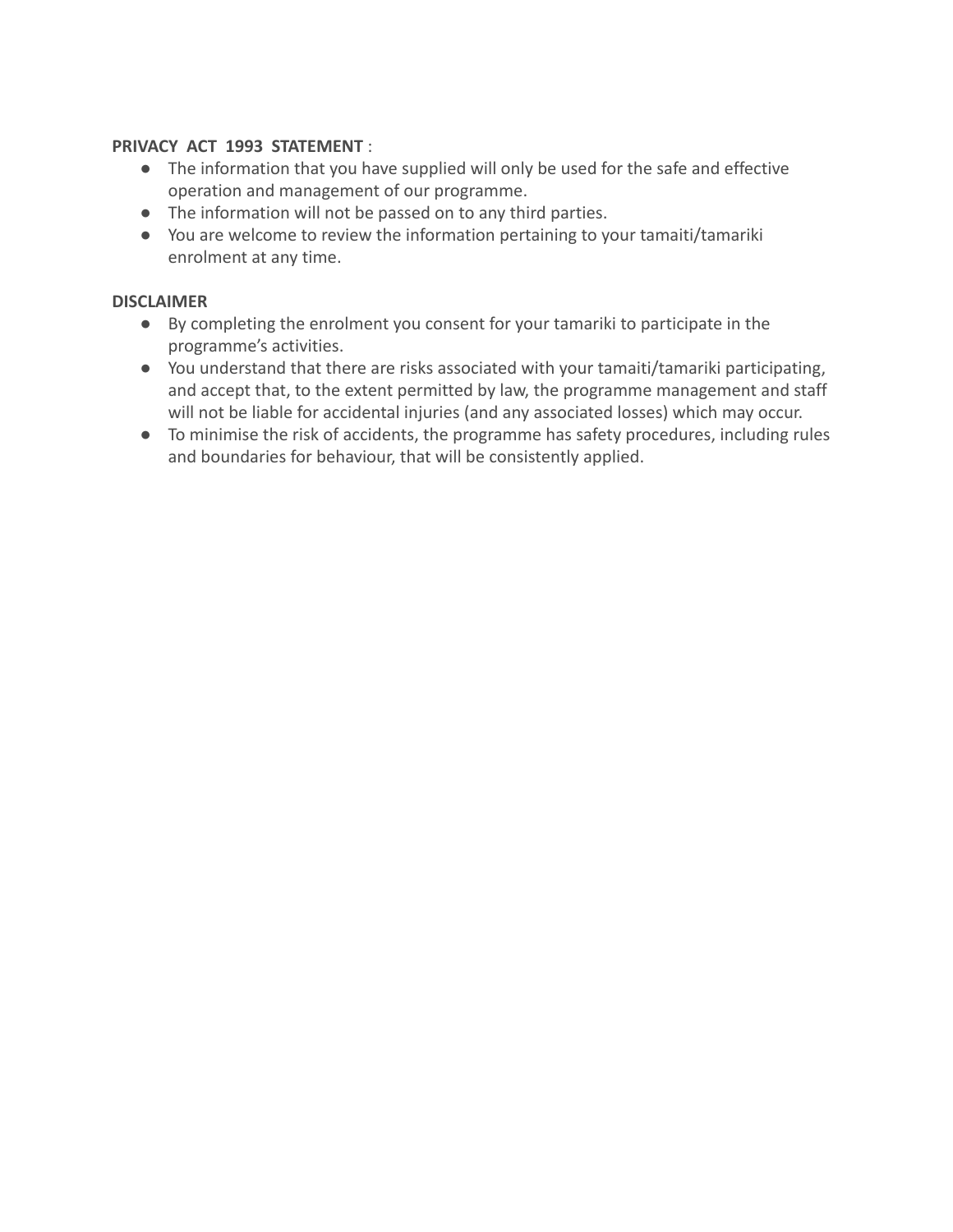**PRIVACY ACT 1993 STATEMENT** :

- The information that you have supplied will only be used for the safe and effective operation and management of our programme.
- The information will not be passed on to any third parties.
- You are welcome to review the information pertaining to your tamaiti/tamariki enrolment at any time.

**DISCLAIMER**

- By completing the enrolment you consent for your tamariki to participate in the programme's activities.
- You understand that there are risks associated with your tamaiti/tamariki participating, and accept that, to the extent permitted by law, the programme management and staff will not be liable for accidental injuries (and any associated losses) which may occur.
- To minimise the risk of accidents, the programme has safety procedures, including rules and boundaries for behaviour, that will be consistently applied.